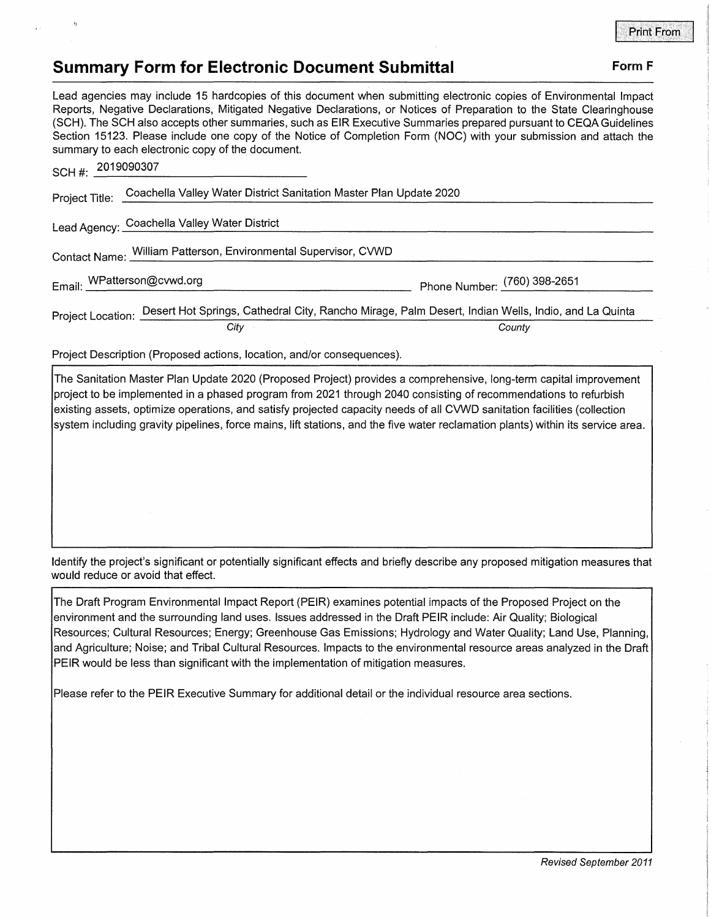Print From

# Summary Form for Electronic Document Submittal

**Form F**

Lead agencies may include 15 hardcopies of this document when submitting electronic copies of Environmental Impact Reports, Negative Declarations, Mitigated Negative Declarations, or Notices of Preparation to the State Clearinghouse (SCH). The SCH also accepts other summaries, such as EIR Executive Summaries prepared pursuant to CEQA Guidelines Section 15123. Please include one copy of the Notice of Completion Form (NOC) with your submission and attach the summary to each electronic copy of the document.

SCH #: 2019090307

Project Title: Coachella Valley Water District Sanitation Master Plan Update 2020

Lead Agency: Coachella Valley Water District

Contact Name: William Patterson, Environmental Supervisor, CVWD

Email: WPatterson@cvwd.org

Phone Number: (760) 398-2651

Project Location: Desert Hot Springs, Cathedral City, Rancho Mirage, Palm Desert, Indian Wells, Indio, and La Quinta

*City* *County*

Project Description (Proposed actions, location, and/or consequences).

The Sanitation Master Plan Update 2020 (Proposed Project) provides a comprehensive, long-term capital improvement project to be implemented in a phased program from 2021 through 2040 consisting of recommendations to refurbish existing assets, optimize operations, and satisfy projected capacity needs of all CVWD sanitation facilities (collection system including gravity pipelines, force mains, lift stations, and the five water reclamation plants) within its service area.

Identify the project's significant or potentially significant effects and briefly describe any proposed mitigation measures that would reduce or avoid that effect.

The Draft Program Environmental Impact Report (PEIR) examines potential impacts of the Proposed Project on the environment and the surrounding land uses. Issues addressed in the Draft PEIR include: Air Quality; Biological Resources; Cultural Resources; Energy; Greenhouse Gas Emissions; Hydrology and Water Quality; Land Use, Planning, and Agriculture; Noise; and Tribal Cultural Resources. Impacts to the environmental resource areas analyzed in the Draft PEIR would be less than significant with the implementation of mitigation measures.

Please refer to the PEIR Executive Summary for additional detail or the individual resource area sections.

*Revised September 2011*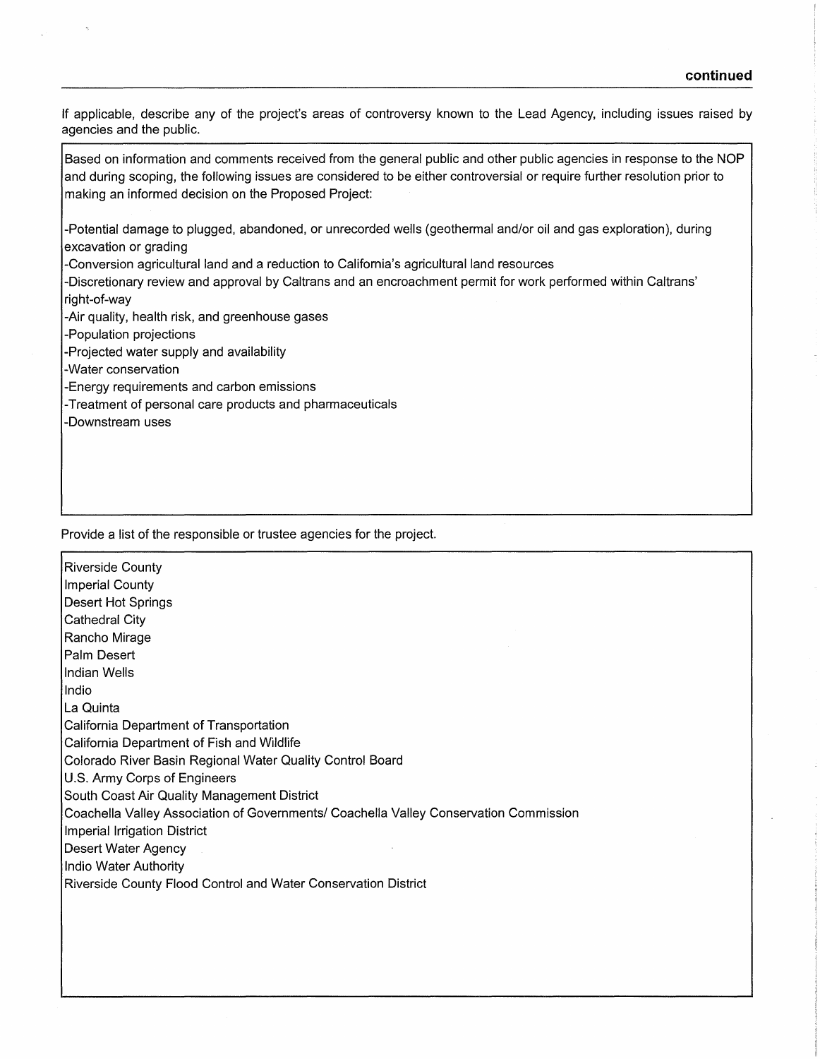**continued**

If applicable, describe any of the project's areas of controversy known to the Lead Agency, including issues raised by agencies and the public.

Based on information and comments received from the general public and other public agencies in response to the NOP and during scoping, the following issues are considered to be either controversial or require further resolution prior to making an informed decision on the Proposed Project:

-Potential damage to plugged, abandoned, or unrecorded wells (geothermal and/or oil and gas exploration), during excavation or grading
-Conversion agricultural land and a reduction to California's agricultural land resources
-Discretionary review and approval by Caltrans and an encroachment permit for work performed within Caltrans' right-of-way
-Air quality, health risk, and greenhouse gases
-Population projections
-Projected water supply and availability
-Water conservation
-Energy requirements and carbon emissions
-Treatment of personal care products and pharmaceuticals
-Downstream uses

Provide a list of the responsible or trustee agencies for the project.

Riverside County
Imperial County
Desert Hot Springs
Cathedral City
Rancho Mirage
Palm Desert
Indian Wells
Indio
La Quinta
California Department of Transportation
California Department of Fish and Wildlife
Colorado River Basin Regional Water Quality Control Board
U.S. Army Corps of Engineers
South Coast Air Quality Management District
Coachella Valley Association of Governments/ Coachella Valley Conservation Commission
Imperial Irrigation District
Desert Water Agency
Indio Water Authority
Riverside County Flood Control and Water Conservation District